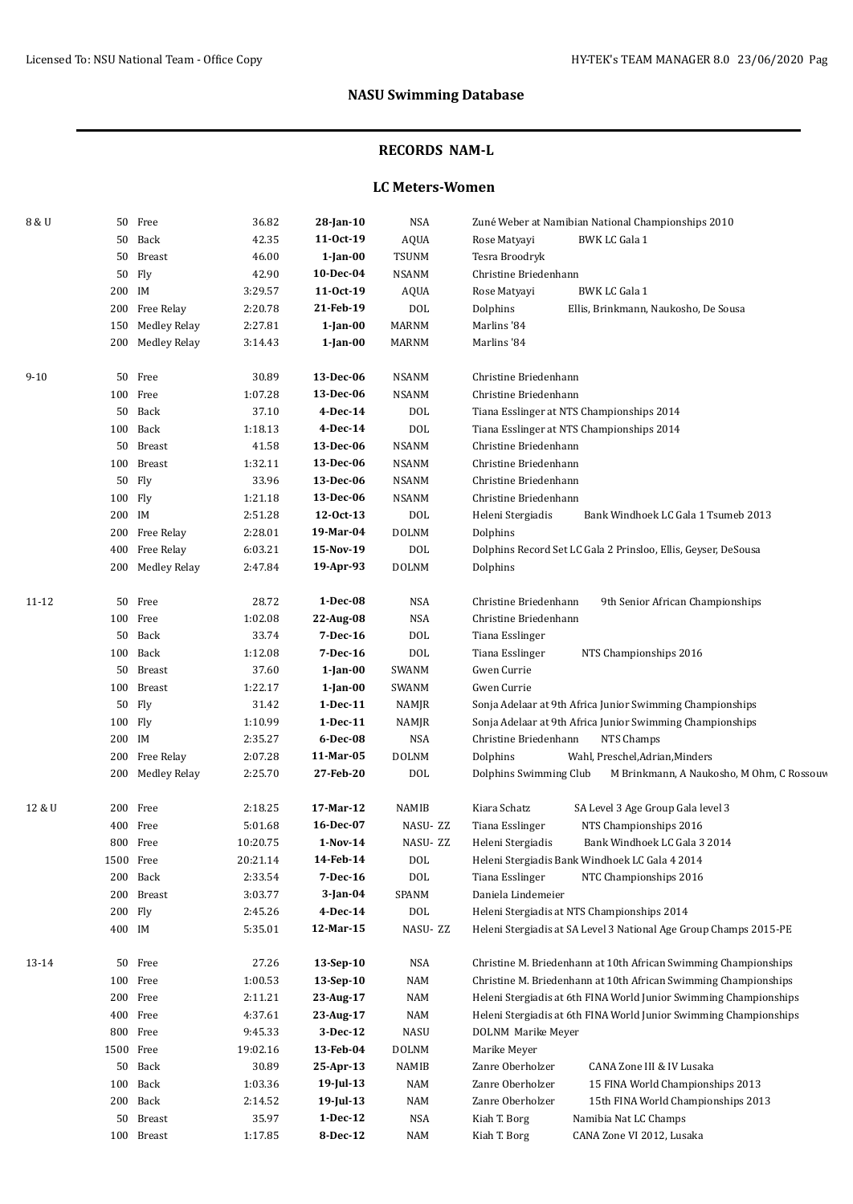## NASU Swimming Database

### RECORDS NAM-L

### LC Meters-Women

| Age Group | Dist | Event | Time | Date | Team | Swimmer / Details |
|---|---|---|---|---|---|---|
| 8 & U | 50 | Free | 36.82 | **28-Jan-10** | NSA | Zuné Weber at Namibian National Championships 2010 |
| | 50 | Back | 42.35 | **11-Oct-19** | AQUA | Rose Matyayi BWK LC Gala 1 |
| | 50 | Breast | 46.00 | **1-Jan-00** | TSUNM | Tesra Broodryk |
| | 50 | Fly | 42.90 | **10-Dec-04** | NSANM | Christine Briedenhann |
| | 200 | IM | 3:29.57 | **11-Oct-19** | AQUA | Rose Matyayi BWK LC Gala 1 |
| | 200 | Free Relay | 2:20.78 | **21-Feb-19** | DOL | Dolphins Ellis, Brinkmann, Naukosho, De Sousa |
| | 150 | Medley Relay | 2:27.81 | **1-Jan-00** | MARNM | Marlins '84 |
| | 200 | Medley Relay | 3:14.43 | **1-Jan-00** | MARNM | Marlins '84 |
| 9-10 | 50 | Free | 30.89 | **13-Dec-06** | NSANM | Christine Briedenhann |
| | 100 | Free | 1:07.28 | **13-Dec-06** | NSANM | Christine Briedenhann |
| | 50 | Back | 37.10 | **4-Dec-14** | DOL | Tiana Esslinger at NTS Championships 2014 |
| | 100 | Back | 1:18.13 | **4-Dec-14** | DOL | Tiana Esslinger at NTS Championships 2014 |
| | 50 | Breast | 41.58 | **13-Dec-06** | NSANM | Christine Briedenhann |
| | 100 | Breast | 1:32.11 | **13-Dec-06** | NSANM | Christine Briedenhann |
| | 50 | Fly | 33.96 | **13-Dec-06** | NSANM | Christine Briedenhann |
| | 100 | Fly | 1:21.18 | **13-Dec-06** | NSANM | Christine Briedenhann |
| | 200 | IM | 2:51.28 | **12-Oct-13** | DOL | Heleni Stergiadis Bank Windhoek LC Gala 1 Tsumeb 2013 |
| | 200 | Free Relay | 2:28.01 | **19-Mar-04** | DOLNM | Dolphins |
| | 400 | Free Relay | 6:03.21 | **15-Nov-19** | DOL | Dolphins Record Set LC Gala 2 Prinsloo, Ellis, Geyser, DeSousa |
| | 200 | Medley Relay | 2:47.84 | **19-Apr-93** | DOLNM | Dolphins |
| 11-12 | 50 | Free | 28.72 | **1-Dec-08** | NSA | Christine Briedenhann 9th Senior African Championships |
| | 100 | Free | 1:02.08 | **22-Aug-08** | NSA | Christine Briedenhann |
| | 50 | Back | 33.74 | **7-Dec-16** | DOL | Tiana Esslinger |
| | 100 | Back | 1:12.08 | **7-Dec-16** | DOL | Tiana Esslinger NTS Championships 2016 |
| | 50 | Breast | 37.60 | **1-Jan-00** | SWANM | Gwen Currie |
| | 100 | Breast | 1:22.17 | **1-Jan-00** | SWANM | Gwen Currie |
| | 50 | Fly | 31.42 | **1-Dec-11** | NAMJR | Sonja Adelaar at 9th Africa Junior Swimming Championships |
| | 100 | Fly | 1:10.99 | **1-Dec-11** | NAMJR | Sonja Adelaar at 9th Africa Junior Swimming Championships |
| | 200 | IM | 2:35.27 | **6-Dec-08** | NSA | Christine Briedenhann NTS Champs |
| | 200 | Free Relay | 2:07.28 | **11-Mar-05** | DOLNM | Dolphins Wahl, Preschel,Adrian,Minders |
| | 200 | Medley Relay | 2:25.70 | **27-Feb-20** | DOL | Dolphins Swimming Club M Brinkmann, A Naukosho, M Ohm, C Rossouw |
| 12 & U | 200 | Free | 2:18.25 | **17-Mar-12** | NAMIB | Kiara Schatz SA Level 3 Age Group Gala level 3 |
| | 400 | Free | 5:01.68 | **16-Dec-07** | NASU- ZZ | Tiana Esslinger NTS Championships 2016 |
| | 800 | Free | 10:20.75 | **1-Nov-14** | NASU- ZZ | Heleni Stergiadis Bank Windhoek LC Gala 3 2014 |
| | 1500 | Free | 20:21.14 | **14-Feb-14** | DOL | Heleni Stergiadis Bank Windhoek LC Gala 4 2014 |
| | 200 | Back | 2:33.54 | **7-Dec-16** | DOL | Tiana Esslinger NTC Championships 2016 |
| | 200 | Breast | 3:03.77 | **3-Jan-04** | SPANM | Daniela Lindemeier |
| | 200 | Fly | 2:45.26 | **4-Dec-14** | DOL | Heleni Stergiadis at NTS Championships 2014 |
| | 400 | IM | 5:35.01 | **12-Mar-15** | NASU- ZZ | Heleni Stergiadis at SA Level 3 National Age Group Champs 2015-PE |
| 13-14 | 50 | Free | 27.26 | **13-Sep-10** | NSA | Christine M. Briedenhann at 10th African Swimming Championships |
| | 100 | Free | 1:00.53 | **13-Sep-10** | NAM | Christine M. Briedenhann at 10th African Swimming Championships |
| | 200 | Free | 2:11.21 | **23-Aug-17** | NAM | Heleni Stergiadis at 6th FINA World Junior Swimming Championships |
| | 400 | Free | 4:37.61 | **23-Aug-17** | NAM | Heleni Stergiadis at 6th FINA World Junior Swimming Championships |
| | 800 | Free | 9:45.33 | **3-Dec-12** | NASU | DOLNM Marike Meyer |
| | 1500 | Free | 19:02.16 | **13-Feb-04** | DOLNM | Marike Meyer |
| | 50 | Back | 30.89 | **25-Apr-13** | NAMIB | Zanre Oberholzer CANA Zone III & IV Lusaka |
| | 100 | Back | 1:03.36 | **19-Jul-13** | NAM | Zanre Oberholzer 15 FINA World Championships 2013 |
| | 200 | Back | 2:14.52 | **19-Jul-13** | NAM | Zanre Oberholzer 15th FINA World Championships 2013 |
| | 50 | Breast | 35.97 | **1-Dec-12** | NSA | Kiah T. Borg Namibia Nat LC Champs |
| | 100 | Breast | 1:17.85 | **8-Dec-12** | NAM | Kiah T. Borg CANA Zone VI 2012, Lusaka |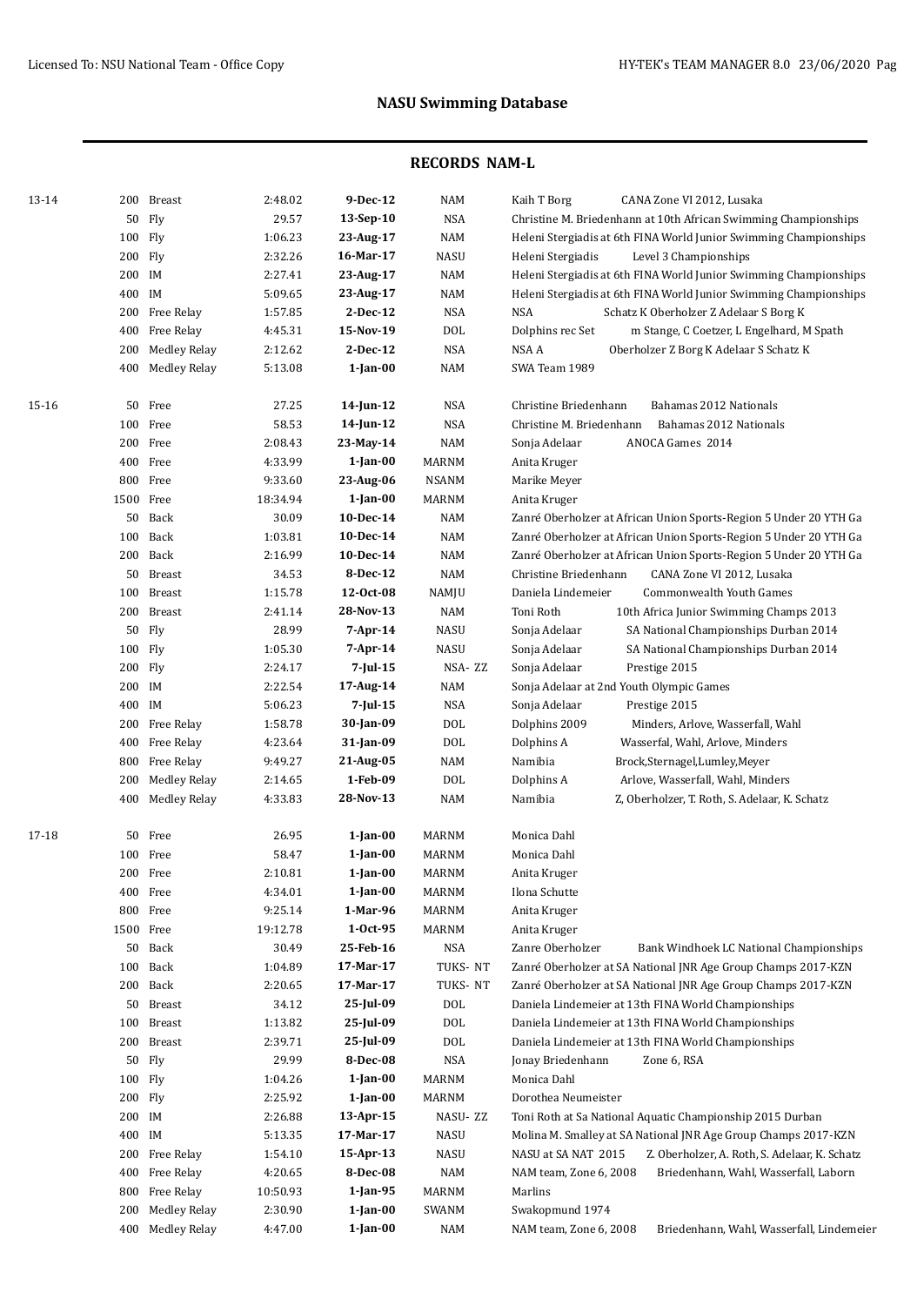## NASU Swimming Database

### RECORDS NAM-L

| Age | Dist | Event | Time | Date | Club | Details |
|---|---|---|---|---|---|---|
| 13-14 | 200 | Breast | 2:48.02 | **9-Dec-12** | NAM | Kaih T Borg CANA Zone VI 2012, Lusaka |
| | 50 | Fly | 29.57 | **13-Sep-10** | NSA | Christine M. Briedenhann at 10th African Swimming Championships |
| | 100 | Fly | 1:06.23 | **23-Aug-17** | NAM | Heleni Stergiadis at 6th FINA World Junior Swimming Championships |
| | 200 | Fly | 2:32.26 | **16-Mar-17** | NASU | Heleni Stergiadis Level 3 Championships |
| | 200 | IM | 2:27.41 | **23-Aug-17** | NAM | Heleni Stergiadis at 6th FINA World Junior Swimming Championships |
| | 400 | IM | 5:09.65 | **23-Aug-17** | NAM | Heleni Stergiadis at 6th FINA World Junior Swimming Championships |
| | 200 | Free Relay | 1:57.85 | **2-Dec-12** | NSA | NSA Schatz K Oberholzer Z Adelaar S Borg K |
| | 400 | Free Relay | 4:45.31 | **15-Nov-19** | DOL | Dolphins rec Set m Stange, C Coetzer, L Engelhard, M Spath |
| | 200 | Medley Relay | 2:12.62 | **2-Dec-12** | NSA | NSA A Oberholzer Z Borg K Adelaar S Schatz K |
| | 400 | Medley Relay | 5:13.08 | **1-Jan-00** | NAM | SWA Team 1989 |
| 15-16 | 50 | Free | 27.25 | **14-Jun-12** | NSA | Christine Briedenhann Bahamas 2012 Nationals |
| | 100 | Free | 58.53 | **14-Jun-12** | NSA | Christine M. Briedenhann Bahamas 2012 Nationals |
| | 200 | Free | 2:08.43 | **23-May-14** | NAM | Sonja Adelaar ANOCA Games 2014 |
| | 400 | Free | 4:33.99 | **1-Jan-00** | MARNM | Anita Kruger |
| | 800 | Free | 9:33.60 | **23-Aug-06** | NSANM | Marike Meyer |
| | 1500 | Free | 18:34.94 | **1-Jan-00** | MARNM | Anita Kruger |
| | 50 | Back | 30.09 | **10-Dec-14** | NAM | Zanré Oberholzer at African Union Sports-Region 5 Under 20 YTH Ga |
| | 100 | Back | 1:03.81 | **10-Dec-14** | NAM | Zanré Oberholzer at African Union Sports-Region 5 Under 20 YTH Ga |
| | 200 | Back | 2:16.99 | **10-Dec-14** | NAM | Zanré Oberholzer at African Union Sports-Region 5 Under 20 YTH Ga |
| | 50 | Breast | 34.53 | **8-Dec-12** | NAM | Christine Briedenhann CANA Zone VI 2012, Lusaka |
| | 100 | Breast | 1:15.78 | **12-Oct-08** | NAMJU | Daniela Lindemeier Commonwealth Youth Games |
| | 200 | Breast | 2:41.14 | **28-Nov-13** | NAM | Toni Roth 10th Africa Junior Swimming Champs 2013 |
| | 50 | Fly | 28.99 | **7-Apr-14** | NASU | Sonja Adelaar SA National Championships Durban 2014 |
| | 100 | Fly | 1:05.30 | **7-Apr-14** | NASU | Sonja Adelaar SA National Championships Durban 2014 |
| | 200 | Fly | 2:24.17 | **7-Jul-15** | NSA- ZZ | Sonja Adelaar Prestige 2015 |
| | 200 | IM | 2:22.54 | **17-Aug-14** | NAM | Sonja Adelaar at 2nd Youth Olympic Games |
| | 400 | IM | 5:06.23 | **7-Jul-15** | NSA | Sonja Adelaar Prestige 2015 |
| | 200 | Free Relay | 1:58.78 | **30-Jan-09** | DOL | Dolphins 2009 Minders, Arlove, Wasserfall, Wahl |
| | 400 | Free Relay | 4:23.64 | **31-Jan-09** | DOL | Dolphins A Wasserfal, Wahl, Arlove, Minders |
| | 800 | Free Relay | 9:49.27 | **21-Aug-05** | NAM | Namibia Brock,Sternagel,Lumley,Meyer |
| | 200 | Medley Relay | 2:14.65 | **1-Feb-09** | DOL | Dolphins A Arlove, Wasserfall, Wahl, Minders |
| | 400 | Medley Relay | 4:33.83 | **28-Nov-13** | NAM | Namibia Z, Oberholzer, T. Roth, S. Adelaar, K. Schatz |
| 17-18 | 50 | Free | 26.95 | **1-Jan-00** | MARNM | Monica Dahl |
| | 100 | Free | 58.47 | **1-Jan-00** | MARNM | Monica Dahl |
| | 200 | Free | 2:10.81 | **1-Jan-00** | MARNM | Anita Kruger |
| | 400 | Free | 4:34.01 | **1-Jan-00** | MARNM | Ilona Schutte |
| | 800 | Free | 9:25.14 | **1-Mar-96** | MARNM | Anita Kruger |
| | 1500 | Free | 19:12.78 | **1-Oct-95** | MARNM | Anita Kruger |
| | 50 | Back | 30.49 | **25-Feb-16** | NSA | Zanre Oberholzer Bank Windhoek LC National Championships |
| | 100 | Back | 1:04.89 | **17-Mar-17** | TUKS- NT | Zanré Oberholzer at SA National JNR Age Group Champs 2017-KZN |
| | 200 | Back | 2:20.65 | **17-Mar-17** | TUKS- NT | Zanré Oberholzer at SA National JNR Age Group Champs 2017-KZN |
| | 50 | Breast | 34.12 | **25-Jul-09** | DOL | Daniela Lindemeier at 13th FINA World Championships |
| | 100 | Breast | 1:13.82 | **25-Jul-09** | DOL | Daniela Lindemeier at 13th FINA World Championships |
| | 200 | Breast | 2:39.71 | **25-Jul-09** | DOL | Daniela Lindemeier at 13th FINA World Championships |
| | 50 | Fly | 29.99 | **8-Dec-08** | NSA | Jonay Briedenhann Zone 6, RSA |
| | 100 | Fly | 1:04.26 | **1-Jan-00** | MARNM | Monica Dahl |
| | 200 | Fly | 2:25.92 | **1-Jan-00** | MARNM | Dorothea Neumeister |
| | 200 | IM | 2:26.88 | **13-Apr-15** | NASU- ZZ | Toni Roth at Sa National Aquatic Championship 2015 Durban |
| | 400 | IM | 5:13.35 | **17-Mar-17** | NASU | Molina M. Smalley at SA National JNR Age Group Champs 2017-KZN |
| | 200 | Free Relay | 1:54.10 | **15-Apr-13** | NASU | NASU at SA NAT 2015 Z. Oberholzer, A. Roth, S. Adelaar, K. Schatz |
| | 400 | Free Relay | 4:20.65 | **8-Dec-08** | NAM | NAM team, Zone 6, 2008 Briedenhann, Wahl, Wasserfall, Laborn |
| | 800 | Free Relay | 10:50.93 | **1-Jan-95** | MARNM | Marlins |
| | 200 | Medley Relay | 2:30.90 | **1-Jan-00** | SWANM | Swakopmund 1974 |
| | 400 | Medley Relay | 4:47.00 | **1-Jan-00** | NAM | NAM team, Zone 6, 2008 Briedenhann, Wahl, Wasserfall, Lindemeier |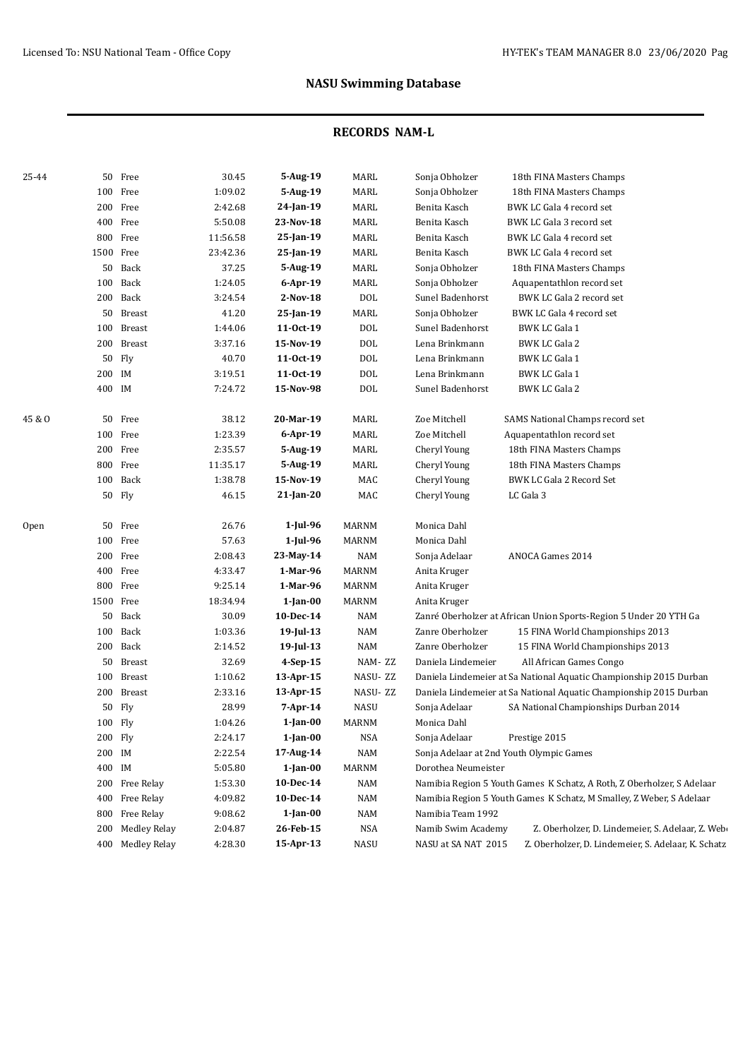## NASU Swimming Database

### RECORDS NAM-L

| Age Group | Distance | Event | Time | Date | Club | Name | Meet |
|---|---|---|---|---|---|---|---|
| 25-44 | 50 | Free | 30.45 | 5-Aug-19 | MARL | Sonja Obholzer | 18th FINA Masters Champs |
| | 100 | Free | 1:09.02 | 5-Aug-19 | MARL | Sonja Obholzer | 18th FINA Masters Champs |
| | 200 | Free | 2:42.68 | 24-Jan-19 | MARL | Benita Kasch | BWK LC Gala 4 record set |
| | 400 | Free | 5:50.08 | 23-Nov-18 | MARL | Benita Kasch | BWK LC Gala 3 record set |
| | 800 | Free | 11:56.58 | 25-Jan-19 | MARL | Benita Kasch | BWK LC Gala 4 record set |
| | 1500 | Free | 23:42.36 | 25-Jan-19 | MARL | Benita Kasch | BWK LC Gala 4 record set |
| | 50 | Back | 37.25 | 5-Aug-19 | MARL | Sonja Obholzer | 18th FINA Masters Champs |
| | 100 | Back | 1:24.05 | 6-Apr-19 | MARL | Sonja Obholzer | Aquapentathlon record set |
| | 200 | Back | 3:24.54 | 2-Nov-18 | DOL | Sunel Badenhorst | BWK LC Gala 2 record set |
| | 50 | Breast | 41.20 | 25-Jan-19 | MARL | Sonja Obholzer | BWK LC Gala 4 record set |
| | 100 | Breast | 1:44.06 | 11-Oct-19 | DOL | Sunel Badenhorst | BWK LC Gala 1 |
| | 200 | Breast | 3:37.16 | 15-Nov-19 | DOL | Lena Brinkmann | BWK LC Gala 2 |
| | 50 | Fly | 40.70 | 11-Oct-19 | DOL | Lena Brinkmann | BWK LC Gala 1 |
| | 200 | IM | 3:19.51 | 11-Oct-19 | DOL | Lena Brinkmann | BWK LC Gala 1 |
| | 400 | IM | 7:24.72 | 15-Nov-98 | DOL | Sunel Badenhorst | BWK LC Gala 2 |
| 45 & O | 50 | Free | 38.12 | 20-Mar-19 | MARL | Zoe Mitchell | SAMS National Champs record set |
| | 100 | Free | 1:23.39 | 6-Apr-19 | MARL | Zoe Mitchell | Aquapentathlon record set |
| | 200 | Free | 2:35.57 | 5-Aug-19 | MARL | Cheryl Young | 18th FINA Masters Champs |
| | 800 | Free | 11:35.17 | 5-Aug-19 | MARL | Cheryl Young | 18th FINA Masters Champs |
| | 100 | Back | 1:38.78 | 15-Nov-19 | MAC | Cheryl Young | BWK LC Gala 2 Record Set |
| | 50 | Fly | 46.15 | 21-Jan-20 | MAC | Cheryl Young | LC Gala 3 |
| Open | 50 | Free | 26.76 | 1-Jul-96 | MARNM | Monica Dahl | |
| | 100 | Free | 57.63 | 1-Jul-96 | MARNM | Monica Dahl | |
| | 200 | Free | 2:08.43 | 23-May-14 | NAM | Sonja Adelaar | ANOCA Games 2014 |
| | 400 | Free | 4:33.47 | 1-Mar-96 | MARNM | Anita Kruger | |
| | 800 | Free | 9:25.14 | 1-Mar-96 | MARNM | Anita Kruger | |
| | 1500 | Free | 18:34.94 | 1-Jan-00 | MARNM | Anita Kruger | |
| | 50 | Back | 30.09 | 10-Dec-14 | NAM | Zanré Oberholzer at African Union Sports-Region 5 Under 20 YTH Ga | |
| | 100 | Back | 1:03.36 | 19-Jul-13 | NAM | Zanre Oberholzer | 15 FINA World Championships 2013 |
| | 200 | Back | 2:14.52 | 19-Jul-13 | NAM | Zanre Oberholzer | 15 FINA World Championships 2013 |
| | 50 | Breast | 32.69 | 4-Sep-15 | NAM- ZZ | Daniela Lindemeier | All African Games Congo |
| | 100 | Breast | 1:10.62 | 13-Apr-15 | NASU- ZZ | Daniela Lindemeier at Sa National Aquatic Championship 2015 Durban | |
| | 200 | Breast | 2:33.16 | 13-Apr-15 | NASU- ZZ | Daniela Lindemeier at Sa National Aquatic Championship 2015 Durban | |
| | 50 | Fly | 28.99 | 7-Apr-14 | NASU | Sonja Adelaar | SA National Championships Durban 2014 |
| | 100 | Fly | 1:04.26 | 1-Jan-00 | MARNM | Monica Dahl | |
| | 200 | Fly | 2:24.17 | 1-Jan-00 | NSA | Sonja Adelaar | Prestige 2015 |
| | 200 | IM | 2:22.54 | 17-Aug-14 | NAM | Sonja Adelaar at 2nd Youth Olympic Games | |
| | 400 | IM | 5:05.80 | 1-Jan-00 | MARNM | Dorothea Neumeister | |
| | 200 | Free Relay | 1:53.30 | 10-Dec-14 | NAM | Namibia Region 5 Youth Games K Schatz, A Roth, Z Oberholzer, S Adelaar | |
| | 400 | Free Relay | 4:09.82 | 10-Dec-14 | NAM | Namibia Region 5 Youth Games K Schatz, M Smalley, Z Weber, S Adelaar | |
| | 800 | Free Relay | 9:08.62 | 1-Jan-00 | NAM | Namibia Team 1992 | |
| | 200 | Medley Relay | 2:04.87 | 26-Feb-15 | NSA | Namib Swim Academy | Z. Oberholzer, D. Lindemeier, S. Adelaar, Z. Web |
| | 400 | Medley Relay | 4:28.30 | 15-Apr-13 | NASU | NASU at SA NAT 2015 | Z. Oberholzer, D. Lindemeier, S. Adelaar, K. Schatz |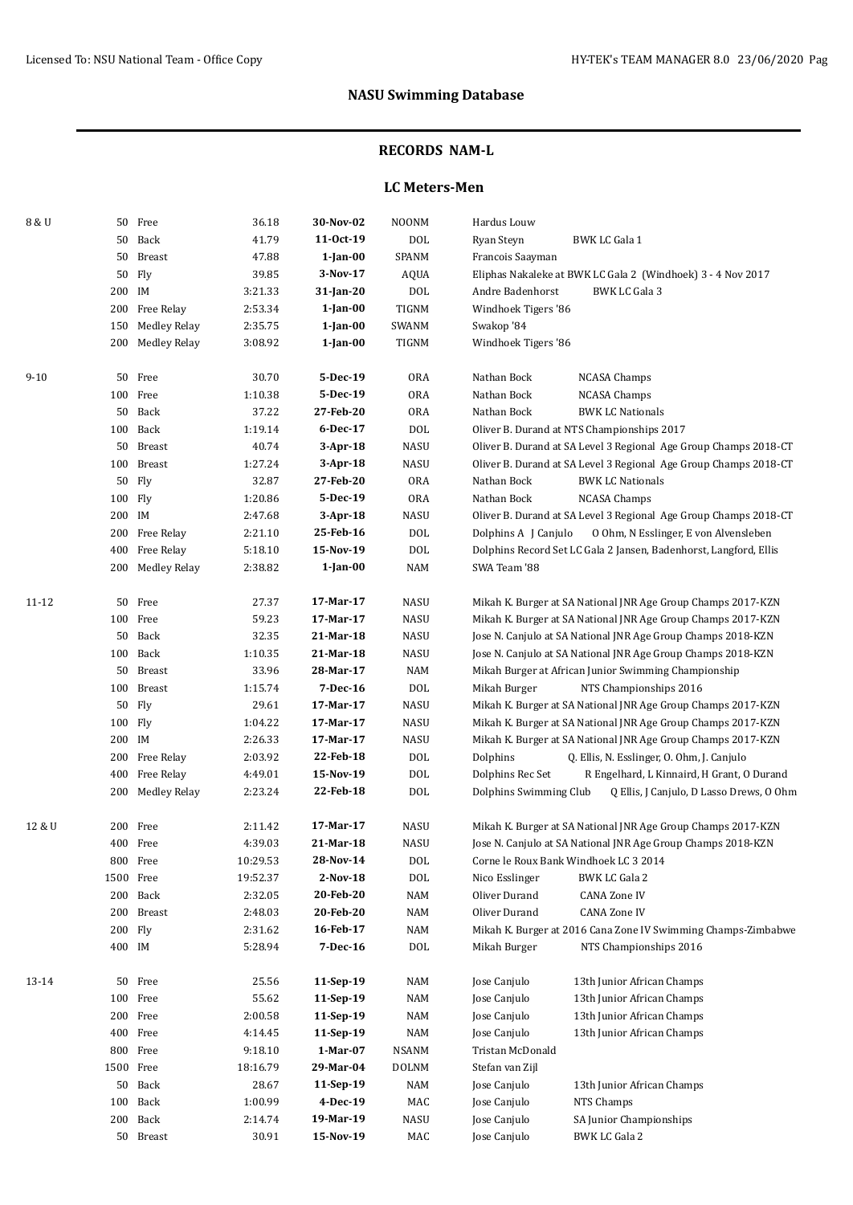## NASU Swimming Database

### RECORDS NAM-L

### LC Meters-Men

| Age Group | Event | | Time | Date | Club | Name / Meet |
|---|---|---|---|---|---|---|
| 8 & U | 50 | Free | 36.18 | **30-Nov-02** | NOONM | Hardus Louw |
| | 50 | Back | 41.79 | **11-Oct-19** | DOL | Ryan Steyn    BWK LC Gala 1 |
| | 50 | Breast | 47.88 | **1-Jan-00** | SPANM | Francois Saayman |
| | 50 | Fly | 39.85 | **3-Nov-17** | AQUA | Eliphas Nakaleke at BWK LC Gala 2 (Windhoek) 3 - 4 Nov 2017 |
| | 200 | IM | 3:21.33 | **31-Jan-20** | DOL | Andre Badenhorst    BWK LC Gala 3 |
| | 200 | Free Relay | 2:53.34 | **1-Jan-00** | TIGNM | Windhoek Tigers '86 |
| | 150 | Medley Relay | 2:35.75 | **1-Jan-00** | SWANM | Swakop '84 |
| | 200 | Medley Relay | 3:08.92 | **1-Jan-00** | TIGNM | Windhoek Tigers '86 |
| 9-10 | 50 | Free | 30.70 | **5-Dec-19** | ORA | Nathan Bock    NCASA Champs |
| | 100 | Free | 1:10.38 | **5-Dec-19** | ORA | Nathan Bock    NCASA Champs |
| | 50 | Back | 37.22 | **27-Feb-20** | ORA | Nathan Bock    BWK LC Nationals |
| | 100 | Back | 1:19.14 | **6-Dec-17** | DOL | Oliver B. Durand at NTS Championships 2017 |
| | 50 | Breast | 40.74 | **3-Apr-18** | NASU | Oliver B. Durand at SA Level 3 Regional Age Group Champs 2018-CT |
| | 100 | Breast | 1:27.24 | **3-Apr-18** | NASU | Oliver B. Durand at SA Level 3 Regional Age Group Champs 2018-CT |
| | 50 | Fly | 32.87 | **27-Feb-20** | ORA | Nathan Bock    BWK LC Nationals |
| | 100 | Fly | 1:20.86 | **5-Dec-19** | ORA | Nathan Bock    NCASA Champs |
| | 200 | IM | 2:47.68 | **3-Apr-18** | NASU | Oliver B. Durand at SA Level 3 Regional Age Group Champs 2018-CT |
| | 200 | Free Relay | 2:21.10 | **25-Feb-16** | DOL | Dolphins A J Canjulo    O Ohm, N Esslinger, E von Alvensleben |
| | 400 | Free Relay | 5:18.10 | **15-Nov-19** | DOL | Dolphins Record Set LC Gala 2 Jansen, Badenhorst, Langford, Ellis |
| | 200 | Medley Relay | 2:38.82 | **1-Jan-00** | NAM | SWA Team '88 |
| 11-12 | 50 | Free | 27.37 | **17-Mar-17** | NASU | Mikah K. Burger at SA National JNR Age Group Champs 2017-KZN |
| | 100 | Free | 59.23 | **17-Mar-17** | NASU | Mikah K. Burger at SA National JNR Age Group Champs 2017-KZN |
| | 50 | Back | 32.35 | **21-Mar-18** | NASU | Jose N. Canjulo at SA National JNR Age Group Champs 2018-KZN |
| | 100 | Back | 1:10.35 | **21-Mar-18** | NASU | Jose N. Canjulo at SA National JNR Age Group Champs 2018-KZN |
| | 50 | Breast | 33.96 | **28-Mar-17** | NAM | Mikah Burger at African Junior Swimming Championship |
| | 100 | Breast | 1:15.74 | **7-Dec-16** | DOL | Mikah Burger    NTS Championships 2016 |
| | 50 | Fly | 29.61 | **17-Mar-17** | NASU | Mikah K. Burger at SA National JNR Age Group Champs 2017-KZN |
| | 100 | Fly | 1:04.22 | **17-Mar-17** | NASU | Mikah K. Burger at SA National JNR Age Group Champs 2017-KZN |
| | 200 | IM | 2:26.33 | **17-Mar-17** | NASU | Mikah K. Burger at SA National JNR Age Group Champs 2017-KZN |
| | 200 | Free Relay | 2:03.92 | **22-Feb-18** | DOL | Dolphins    Q. Ellis, N. Esslinger, O. Ohm, J. Canjulo |
| | 400 | Free Relay | 4:49.01 | **15-Nov-19** | DOL | Dolphins Rec Set    R Engelhard, L Kinnaird, H Grant, O Durand |
| | 200 | Medley Relay | 2:23.24 | **22-Feb-18** | DOL | Dolphins Swimming Club    Q Ellis, J Canjulo, D Lasso Drews, O Ohm |
| 12 & U | 200 | Free | 2:11.42 | **17-Mar-17** | NASU | Mikah K. Burger at SA National JNR Age Group Champs 2017-KZN |
| | 400 | Free | 4:39.03 | **21-Mar-18** | NASU | Jose N. Canjulo at SA National JNR Age Group Champs 2018-KZN |
| | 800 | Free | 10:29.53 | **28-Nov-14** | DOL | Corne le Roux Bank Windhoek LC 3 2014 |
| | 1500 | Free | 19:52.37 | **2-Nov-18** | DOL | Nico Esslinger    BWK LC Gala 2 |
| | 200 | Back | 2:32.05 | **20-Feb-20** | NAM | Oliver Durand    CANA Zone IV |
| | 200 | Breast | 2:48.03 | **20-Feb-20** | NAM | Oliver Durand    CANA Zone IV |
| | 200 | Fly | 2:31.62 | **16-Feb-17** | NAM | Mikah K. Burger at 2016 Cana Zone IV Swimming Champs-Zimbabwe |
| | 400 | IM | 5:28.94 | **7-Dec-16** | DOL | Mikah Burger    NTS Championships 2016 |
| 13-14 | 50 | Free | 25.56 | **11-Sep-19** | NAM | Jose Canjulo    13th Junior African Champs |
| | 100 | Free | 55.62 | **11-Sep-19** | NAM | Jose Canjulo    13th Junior African Champs |
| | 200 | Free | 2:00.58 | **11-Sep-19** | NAM | Jose Canjulo    13th Junior African Champs |
| | 400 | Free | 4:14.45 | **11-Sep-19** | NAM | Jose Canjulo    13th Junior African Champs |
| | 800 | Free | 9:18.10 | **1-Mar-07** | NSANM | Tristan McDonald |
| | 1500 | Free | 18:16.79 | **29-Mar-04** | DOLNM | Stefan van Zijl |
| | 50 | Back | 28.67 | **11-Sep-19** | NAM | Jose Canjulo    13th Junior African Champs |
| | 100 | Back | 1:00.99 | **4-Dec-19** | MAC | Jose Canjulo    NTS Champs |
| | 200 | Back | 2:14.74 | **19-Mar-19** | NASU | Jose Canjulo    SA Junior Championships |
| | 50 | Breast | 30.91 | **15-Nov-19** | MAC | Jose Canjulo    BWK LC Gala 2 |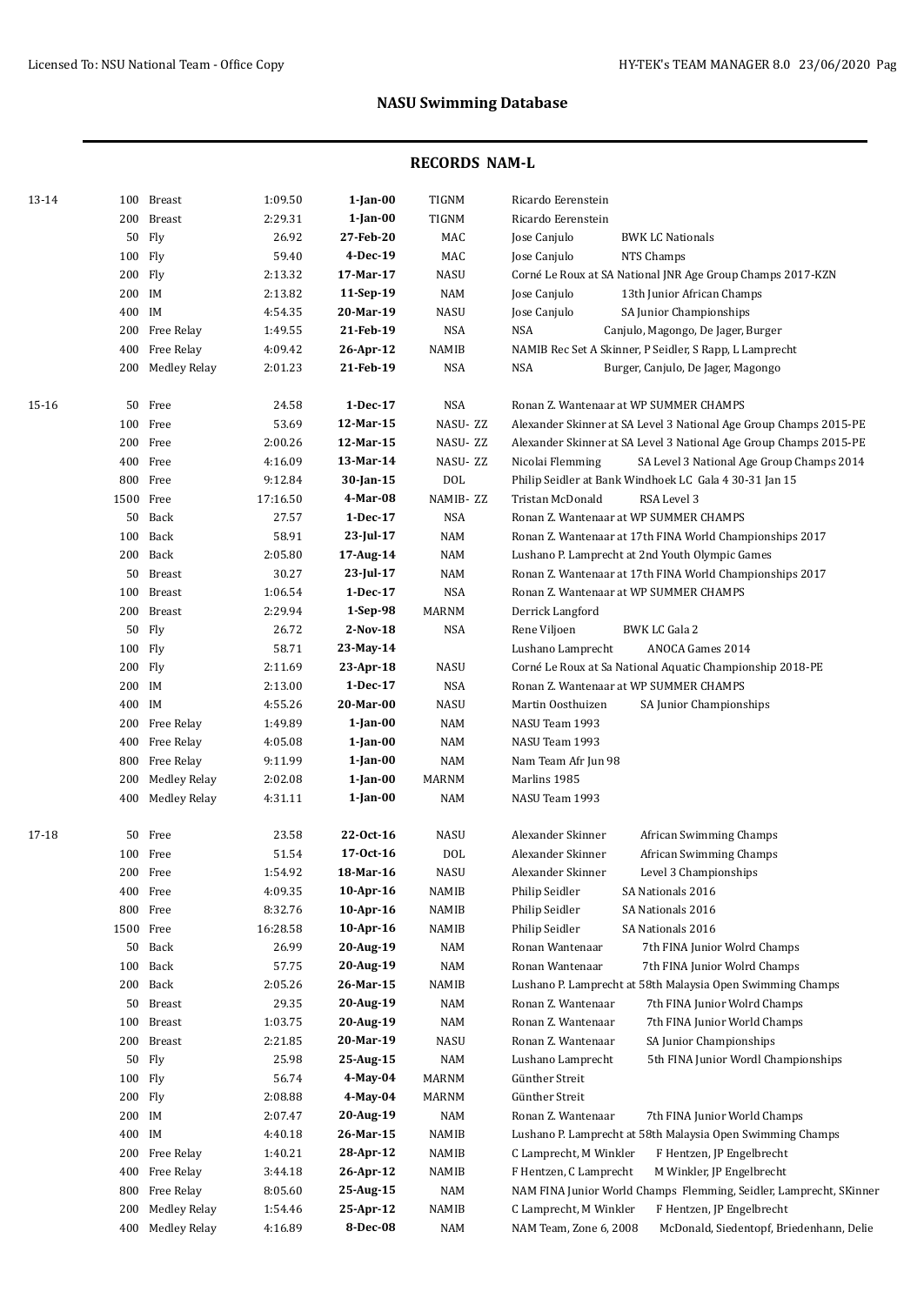# NASU Swimming Database

## RECORDS NAM-L

| Age | Dist | Event | Time | Date | Team | Details | |
|---|---|---|---|---|---|---|---|
| 13-14 | 100 | Breast | 1:09.50 | **1-Jan-00** | TIGNM | Ricardo Eerenstein | |
| | 200 | Breast | 2:29.31 | **1-Jan-00** | TIGNM | Ricardo Eerenstein | |
| | 50 | Fly | 26.92 | **27-Feb-20** | MAC | Jose Canjulo | BWK LC Nationals |
| | 100 | Fly | 59.40 | **4-Dec-19** | MAC | Jose Canjulo | NTS Champs |
| | 200 | Fly | 2:13.32 | **17-Mar-17** | NASU | Corné Le Roux at SA National JNR Age Group Champs 2017-KZN | |
| | 200 | IM | 2:13.82 | **11-Sep-19** | NAM | Jose Canjulo | 13th Junior African Champs |
| | 400 | IM | 4:54.35 | **20-Mar-19** | NASU | Jose Canjulo | SA Junior Championships |
| | 200 | Free Relay | 1:49.55 | **21-Feb-19** | NSA | NSA | Canjulo, Magongo, De Jager, Burger |
| | 400 | Free Relay | 4:09.42 | **26-Apr-12** | NAMIB | NAMIB Rec Set A Skinner, P Seidler, S Rapp, L Lamprecht | |
| | 200 | Medley Relay | 2:01.23 | **21-Feb-19** | NSA | NSA | Burger, Canjulo, De Jager, Magongo |
| 15-16 | 50 | Free | 24.58 | **1-Dec-17** | NSA | Ronan Z. Wantenaar at WP SUMMER CHAMPS | |
| | 100 | Free | 53.69 | **12-Mar-15** | NASU- ZZ | Alexander Skinner at SA Level 3 National Age Group Champs 2015-PE | |
| | 200 | Free | 2:00.26 | **12-Mar-15** | NASU- ZZ | Alexander Skinner at SA Level 3 National Age Group Champs 2015-PE | |
| | 400 | Free | 4:16.09 | **13-Mar-14** | NASU- ZZ | Nicolai Flemming | SA Level 3 National Age Group Champs 2014 |
| | 800 | Free | 9:12.84 | **30-Jan-15** | DOL | Philip Seidler at Bank Windhoek LC Gala 4 30-31 Jan 15 | |
| | 1500 | Free | 17:16.50 | **4-Mar-08** | NAMIB- ZZ | Tristan McDonald | RSA Level 3 |
| | 50 | Back | 27.57 | **1-Dec-17** | NSA | Ronan Z. Wantenaar at WP SUMMER CHAMPS | |
| | 100 | Back | 58.91 | **23-Jul-17** | NAM | Ronan Z. Wantenaar at 17th FINA World Championships 2017 | |
| | 200 | Back | 2:05.80 | **17-Aug-14** | NAM | Lushano P. Lamprecht at 2nd Youth Olympic Games | |
| | 50 | Breast | 30.27 | **23-Jul-17** | NAM | Ronan Z. Wantenaar at 17th FINA World Championships 2017 | |
| | 100 | Breast | 1:06.54 | **1-Dec-17** | NSA | Ronan Z. Wantenaar at WP SUMMER CHAMPS | |
| | 200 | Breast | 2:29.94 | **1-Sep-98** | MARNM | Derrick Langford | |
| | 50 | Fly | 26.72 | **2-Nov-18** | NSA | Rene Viljoen | BWK LC Gala 2 |
| | 100 | Fly | 58.71 | **23-May-14** | | Lushano Lamprecht | ANOCA Games 2014 |
| | 200 | Fly | 2:11.69 | **23-Apr-18** | NASU | Corné Le Roux at Sa National Aquatic Championship 2018-PE | |
| | 200 | IM | 2:13.00 | **1-Dec-17** | NSA | Ronan Z. Wantenaar at WP SUMMER CHAMPS | |
| | 400 | IM | 4:55.26 | **20-Mar-00** | NASU | Martin Oosthuizen | SA Junior Championships |
| | 200 | Free Relay | 1:49.89 | **1-Jan-00** | NAM | NASU Team 1993 | |
| | 400 | Free Relay | 4:05.08 | **1-Jan-00** | NAM | NASU Team 1993 | |
| | 800 | Free Relay | 9:11.99 | **1-Jan-00** | NAM | Nam Team Afr Jun 98 | |
| | 200 | Medley Relay | 2:02.08 | **1-Jan-00** | MARNM | Marlins 1985 | |
| | 400 | Medley Relay | 4:31.11 | **1-Jan-00** | NAM | NASU Team 1993 | |
| 17-18 | 50 | Free | 23.58 | **22-Oct-16** | NASU | Alexander Skinner | African Swimming Champs |
| | 100 | Free | 51.54 | **17-Oct-16** | DOL | Alexander Skinner | African Swimming Champs |
| | 200 | Free | 1:54.92 | **18-Mar-16** | NASU | Alexander Skinner | Level 3 Championships |
| | 400 | Free | 4:09.35 | **10-Apr-16** | NAMIB | Philip Seidler | SA Nationals 2016 |
| | 800 | Free | 8:32.76 | **10-Apr-16** | NAMIB | Philip Seidler | SA Nationals 2016 |
| | 1500 | Free | 16:28.58 | **10-Apr-16** | NAMIB | Philip Seidler | SA Nationals 2016 |
| | 50 | Back | 26.99 | **20-Aug-19** | NAM | Ronan Wantenaar | 7th FINA Junior Wolrd Champs |
| | 100 | Back | 57.75 | **20-Aug-19** | NAM | Ronan Wantenaar | 7th FINA Junior Wolrd Champs |
| | 200 | Back | 2:05.26 | **26-Mar-15** | NAMIB | Lushano P. Lamprecht at 58th Malaysia Open Swimming Champs | |
| | 50 | Breast | 29.35 | **20-Aug-19** | NAM | Ronan Z. Wantenaar | 7th FINA Junior Wolrd Champs |
| | 100 | Breast | 1:03.75 | **20-Aug-19** | NAM | Ronan Z. Wantenaar | 7th FINA Junior World Champs |
| | 200 | Breast | 2:21.85 | **20-Mar-19** | NASU | Ronan Z. Wantenaar | SA Junior Championships |
| | 50 | Fly | 25.98 | **25-Aug-15** | NAM | Lushano Lamprecht | 5th FINA Junior Wordl Championships |
| | 100 | Fly | 56.74 | **4-May-04** | MARNM | Günther Streit | |
| | 200 | Fly | 2:08.88 | **4-May-04** | MARNM | Günther Streit | |
| | 200 | IM | 2:07.47 | **20-Aug-19** | NAM | Ronan Z. Wantenaar | 7th FINA Junior World Champs |
| | 400 | IM | 4:40.18 | **26-Mar-15** | NAMIB | Lushano P. Lamprecht at 58th Malaysia Open Swimming Champs | |
| | 200 | Free Relay | 1:40.21 | **28-Apr-12** | NAMIB | C Lamprecht, M Winkler | F Hentzen, JP Engelbrecht |
| | 400 | Free Relay | 3:44.18 | **26-Apr-12** | NAMIB | F Hentzen, C Lamprecht | M Winkler, JP Engelbrecht |
| | 800 | Free Relay | 8:05.60 | **25-Aug-15** | NAM | NAM FINA Junior World Champs Flemming, Seidler, Lamprecht, SKinner | |
| | 200 | Medley Relay | 1:54.46 | **25-Apr-12** | NAMIB | C Lamprecht, M Winkler | F Hentzen, JP Engelbrecht |
| | 400 | Medley Relay | 4:16.89 | **8-Dec-08** | NAM | NAM Team, Zone 6, 2008 | McDonald, Siedentopf, Briedenhann, Delie |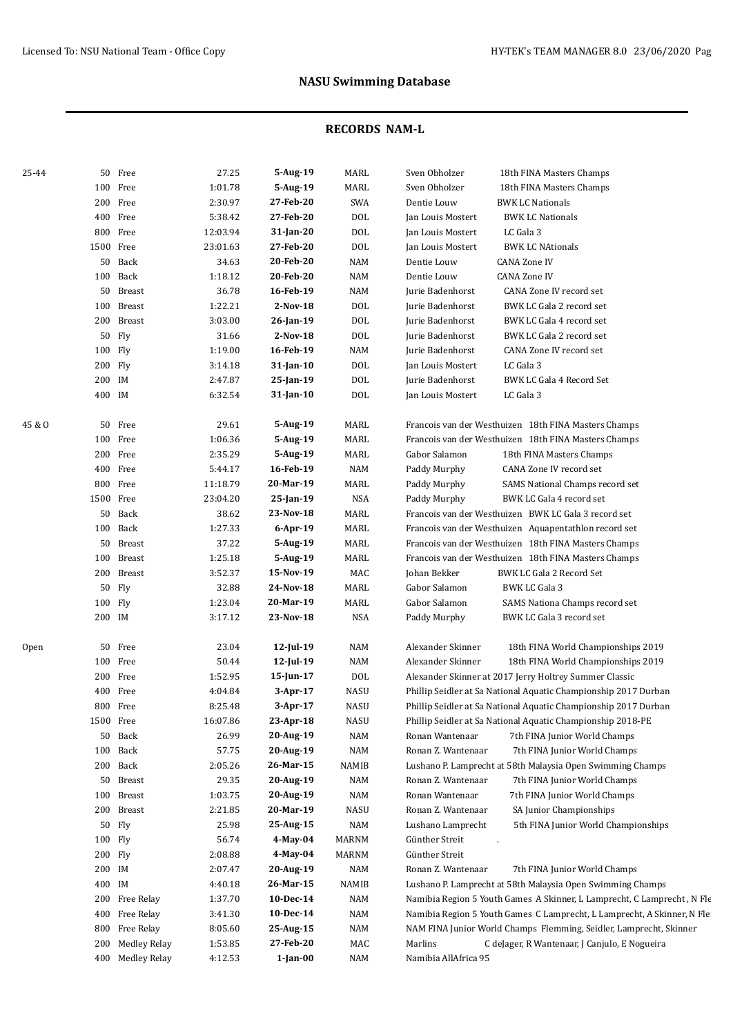## NASU Swimming Database

### RECORDS NAM-L

| Age Group | Distance | Event | Time | Date | Team | Name | Meet |
|---|---|---|---|---|---|---|---|
| 25-44 | 50 | Free | 27.25 | **5-Aug-19** | MARL | Sven Obholzer | 18th FINA Masters Champs |
| | 100 | Free | 1:01.78 | **5-Aug-19** | MARL | Sven Obholzer | 18th FINA Masters Champs |
| | 200 | Free | 2:30.97 | **27-Feb-20** | SWA | Dentie Louw | BWK LC Nationals |
| | 400 | Free | 5:38.42 | **27-Feb-20** | DOL | Jan Louis Mostert | BWK LC Nationals |
| | 800 | Free | 12:03.94 | **31-Jan-20** | DOL | Jan Louis Mostert | LC Gala 3 |
| | 1500 | Free | 23:01.63 | **27-Feb-20** | DOL | Jan Louis Mostert | BWK LC NAtionals |
| | 50 | Back | 34.63 | **20-Feb-20** | NAM | Dentie Louw | CANA Zone IV |
| | 100 | Back | 1:18.12 | **20-Feb-20** | NAM | Dentie Louw | CANA Zone IV |
| | 50 | Breast | 36.78 | **16-Feb-19** | NAM | Jurie Badenhorst | CANA Zone IV record set |
| | 100 | Breast | 1:22.21 | **2-Nov-18** | DOL | Jurie Badenhorst | BWK LC Gala 2 record set |
| | 200 | Breast | 3:03.00 | **26-Jan-19** | DOL | Jurie Badenhorst | BWK LC Gala 4 record set |
| | 50 | Fly | 31.66 | **2-Nov-18** | DOL | Jurie Badenhorst | BWK LC Gala 2 record set |
| | 100 | Fly | 1:19.00 | **16-Feb-19** | NAM | Jurie Badenhorst | CANA Zone IV record set |
| | 200 | Fly | 3:14.18 | **31-Jan-10** | DOL | Jan Louis Mostert | LC Gala 3 |
| | 200 | IM | 2:47.87 | **25-Jan-19** | DOL | Jurie Badenhorst | BWK LC Gala 4 Record Set |
| | 400 | IM | 6:32.54 | **31-Jan-10** | DOL | Jan Louis Mostert | LC Gala 3 |
| 45 & O | 50 | Free | 29.61 | **5-Aug-19** | MARL | Francois van der Westhuizen | 18th FINA Masters Champs |
| | 100 | Free | 1:06.36 | **5-Aug-19** | MARL | Francois van der Westhuizen | 18th FINA Masters Champs |
| | 200 | Free | 2:35.29 | **5-Aug-19** | MARL | Gabor Salamon | 18th FINA Masters Champs |
| | 400 | Free | 5:44.17 | **16-Feb-19** | NAM | Paddy Murphy | CANA Zone IV record set |
| | 800 | Free | 11:18.79 | **20-Mar-19** | MARL | Paddy Murphy | SAMS National Champs record set |
| | 1500 | Free | 23:04.20 | **25-Jan-19** | NSA | Paddy Murphy | BWK LC Gala 4 record set |
| | 50 | Back | 38.62 | **23-Nov-18** | MARL | Francois van der Westhuizen | BWK LC Gala 3 record set |
| | 100 | Back | 1:27.33 | **6-Apr-19** | MARL | Francois van der Westhuizen | Aquapentathlon record set |
| | 50 | Breast | 37.22 | **5-Aug-19** | MARL | Francois van der Westhuizen | 18th FINA Masters Champs |
| | 100 | Breast | 1:25.18 | **5-Aug-19** | MARL | Francois van der Westhuizen | 18th FINA Masters Champs |
| | 200 | Breast | 3:52.37 | **15-Nov-19** | MAC | Johan Bekker | BWK LC Gala 2 Record Set |
| | 50 | Fly | 32.88 | **24-Nov-18** | MARL | Gabor Salamon | BWK LC Gala 3 |
| | 100 | Fly | 1:23.04 | **20-Mar-19** | MARL | Gabor Salamon | SAMS Nationa Champs record set |
| | 200 | IM | 3:17.12 | **23-Nov-18** | NSA | Paddy Murphy | BWK LC Gala 3 record set |
| Open | 50 | Free | 23.04 | **12-Jul-19** | NAM | Alexander Skinner | 18th FINA World Championships 2019 |
| | 100 | Free | 50.44 | **12-Jul-19** | NAM | Alexander Skinner | 18th FINA World Championships 2019 |
| | 200 | Free | 1:52.95 | **15-Jun-17** | DOL | Alexander Skinner at 2017 Jerry Holtrey Summer Classic | |
| | 400 | Free | 4:04.84 | **3-Apr-17** | NASU | Phillip Seidler at Sa National Aquatic Championship 2017 Durban | |
| | 800 | Free | 8:25.48 | **3-Apr-17** | NASU | Phillip Seidler at Sa National Aquatic Championship 2017 Durban | |
| | 1500 | Free | 16:07.86 | **23-Apr-18** | NASU | Phillip Seidler at Sa National Aquatic Championship 2018-PE | |
| | 50 | Back | 26.99 | **20-Aug-19** | NAM | Ronan Wantenaar | 7th FINA Junior World Champs |
| | 100 | Back | 57.75 | **20-Aug-19** | NAM | Ronan Z. Wantenaar | 7th FINA Junior World Champs |
| | 200 | Back | 2:05.26 | **26-Mar-15** | NAMIB | Lushano P. Lamprecht at 58th Malaysia Open Swimming Champs | |
| | 50 | Breast | 29.35 | **20-Aug-19** | NAM | Ronan Z. Wantenaar | 7th FINA Junior World Champs |
| | 100 | Breast | 1:03.75 | **20-Aug-19** | NAM | Ronan Wantenaar | 7th FINA Junior World Champs |
| | 200 | Breast | 2:21.85 | **20-Mar-19** | NASU | Ronan Z. Wantenaar | SA Junior Championships |
| | 50 | Fly | 25.98 | **25-Aug-15** | NAM | Lushano Lamprecht | 5th FINA Junior World Championships |
| | 100 | Fly | 56.74 | **4-May-04** | MARNM | Günther Streit | . |
| | 200 | Fly | 2:08.88 | **4-May-04** | MARNM | Günther Streit | |
| | 200 | IM | 2:07.47 | **20-Aug-19** | NAM | Ronan Z. Wantenaar | 7th FINA Junior World Champs |
| | 400 | IM | 4:40.18 | **26-Mar-15** | NAMIB | Lushano P. Lamprecht at 58th Malaysia Open Swimming Champs | |
| | 200 | Free Relay | 1:37.70 | **10-Dec-14** | NAM | Namibia Region 5 Youth Games A Skinner, L Lamprecht, C Lamprecht , N Fle | |
| | 400 | Free Relay | 3:41.30 | **10-Dec-14** | NAM | Namibia Region 5 Youth Games C Lamprecht, L Lamprecht, A Skinner, N Fle | |
| | 800 | Free Relay | 8:05.60 | **25-Aug-15** | NAM | NAM FINA Junior World Champs Flemming, Seidler, Lamprecht, Skinner | |
| | 200 | Medley Relay | 1:53.85 | **27-Feb-20** | MAC | Marlins | C deJager, R Wantenaar, J Canjulo, E Nogueira |
| | 400 | Medley Relay | 4:12.53 | **1-Jan-00** | NAM | Namibia AllAfrica 95 | |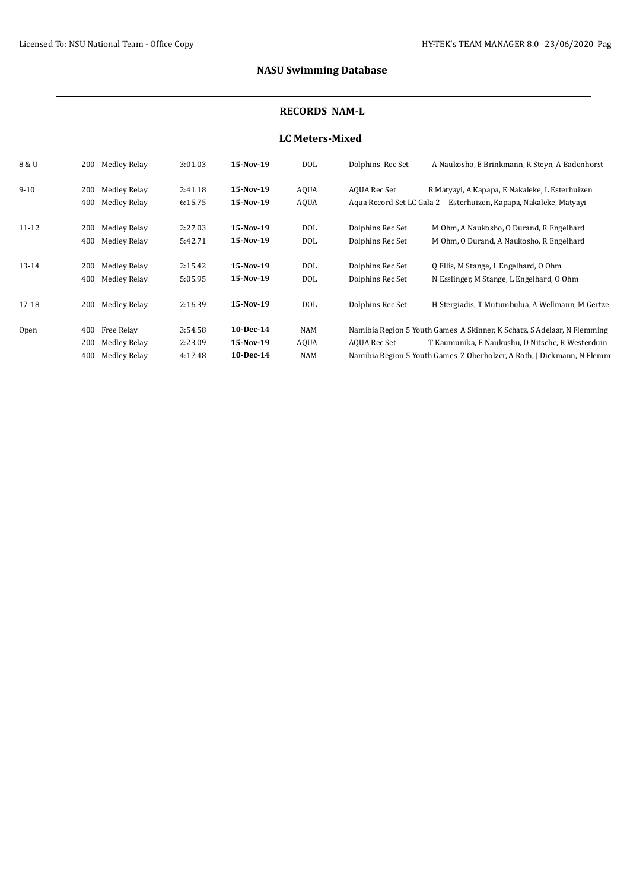## NASU Swimming Database

### RECORDS NAM-L

#### LC Meters-Mixed

| | | | | | | | |
|---|---|---|---|---|---|---|---|
| 8 & U | 200 | Medley Relay | 3:01.03 | **15-Nov-19** | DOL | Dolphins Rec Set | A Naukosho, E Brinkmann, R Steyn, A Badenhorst |
| 9-10 | 200 | Medley Relay | 2:41.18 | **15-Nov-19** | AQUA | AQUA Rec Set | R Matyayi, A Kapapa, E Nakaleke, L Esterhuizen |
| | 400 | Medley Relay | 6:15.75 | **15-Nov-19** | AQUA | Aqua Record Set LC Gala 2 | Esterhuizen, Kapapa, Nakaleke, Matyayi |
| 11-12 | 200 | Medley Relay | 2:27.03 | **15-Nov-19** | DOL | Dolphins Rec Set | M Ohm, A Naukosho, O Durand, R Engelhard |
| | 400 | Medley Relay | 5:42.71 | **15-Nov-19** | DOL | Dolphins Rec Set | M Ohm, O Durand, A Naukosho, R Engelhard |
| 13-14 | 200 | Medley Relay | 2:15.42 | **15-Nov-19** | DOL | Dolphins Rec Set | Q Ellis, M Stange, L Engelhard, O Ohm |
| | 400 | Medley Relay | 5:05.95 | **15-Nov-19** | DOL | Dolphins Rec Set | N Esslinger, M Stange, L Engelhard, O Ohm |
| 17-18 | 200 | Medley Relay | 2:16.39 | **15-Nov-19** | DOL | Dolphins Rec Set | H Stergiadis, T Mutumbulua, A Wellmann, M Gertze |
| Open | 400 | Free Relay | 3:54.58 | **10-Dec-14** | NAM | Namibia Region 5 Youth Games | A Skinner, K Schatz, S Adelaar, N Flemming |
| | 200 | Medley Relay | 2:23.09 | **15-Nov-19** | AQUA | AQUA Rec Set | T Kaumunika, E Naukushu, D Nitsche, R Westerduin |
| | 400 | Medley Relay | 4:17.48 | **10-Dec-14** | NAM | Namibia Region 5 Youth Games | Z Oberholzer, A Roth, J Diekmann, N Flemm |